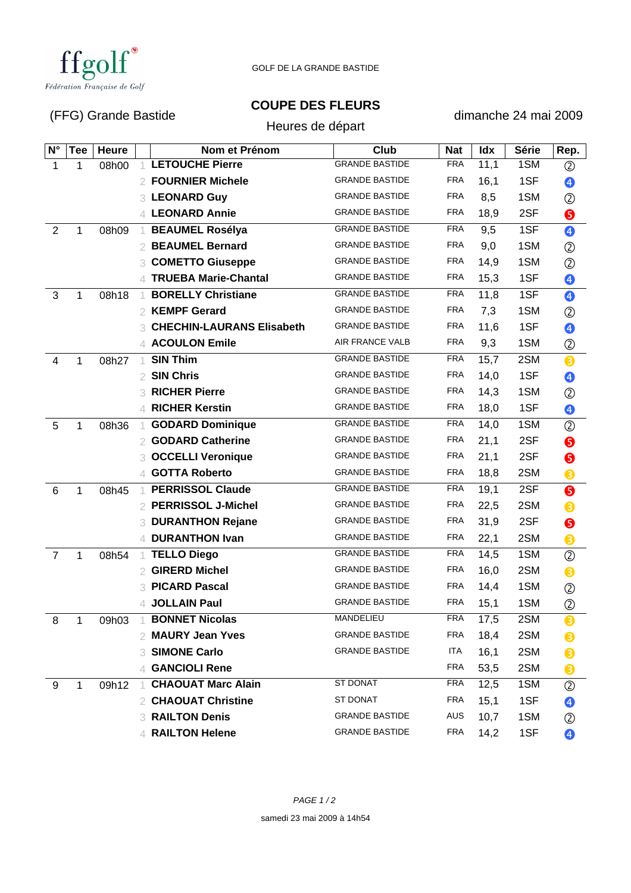ffgolf
*Fédération Française de Golf*

GOLF DE LA GRANDE BASTIDE

(FFG) Grande Bastide

# COUPE DES FLEURS

Heures de départ

dimanche 24 mai 2009

| N° | Tee | Heure | | Nom et Prénom | Club | Nat | Idx | Série | Rep. |
|---|---|---|---|---|---|---|---|---|---|
| 1 | 1 | 08h00 | 1 | **LETOUCHE Pierre** | GRANDE BASTIDE | FRA | 11,1 | 1SM | ② |
| | | | 2 | **FOURNIER Michele** | GRANDE BASTIDE | FRA | 16,1 | 1SF | ④ |
| | | | 3 | **LEONARD Guy** | GRANDE BASTIDE | FRA | 8,5 | 1SM | ② |
| | | | 4 | **LEONARD Annie** | GRANDE BASTIDE | FRA | 18,9 | 2SF | ⑤ |
| 2 | 1 | 08h09 | 1 | **BEAUMEL Rosélya** | GRANDE BASTIDE | FRA | 9,5 | 1SF | ④ |
| | | | 2 | **BEAUMEL Bernard** | GRANDE BASTIDE | FRA | 9,0 | 1SM | ② |
| | | | 3 | **COMETTO Giuseppe** | GRANDE BASTIDE | FRA | 14,9 | 1SM | ② |
| | | | 4 | **TRUEBA Marie-Chantal** | GRANDE BASTIDE | FRA | 15,3 | 1SF | ④ |
| 3 | 1 | 08h18 | 1 | **BORELLY Christiane** | GRANDE BASTIDE | FRA | 11,8 | 1SF | ④ |
| | | | 2 | **KEMPF Gerard** | GRANDE BASTIDE | FRA | 7,3 | 1SM | ② |
| | | | 3 | **CHECHIN-LAURANS Elisabeth** | GRANDE BASTIDE | FRA | 11,6 | 1SF | ④ |
| | | | 4 | **ACOULON Emile** | AIR FRANCE VALB | FRA | 9,3 | 1SM | ② |
| 4 | 1 | 08h27 | 1 | **SIN Thim** | GRANDE BASTIDE | FRA | 15,7 | 2SM | ③ |
| | | | 2 | **SIN Chris** | GRANDE BASTIDE | FRA | 14,0 | 1SF | ④ |
| | | | 3 | **RICHER Pierre** | GRANDE BASTIDE | FRA | 14,3 | 1SM | ② |
| | | | 4 | **RICHER Kerstin** | GRANDE BASTIDE | FRA | 18,0 | 1SF | ④ |
| 5 | 1 | 08h36 | 1 | **GODARD Dominique** | GRANDE BASTIDE | FRA | 14,0 | 1SM | ② |
| | | | 2 | **GODARD Catherine** | GRANDE BASTIDE | FRA | 21,1 | 2SF | ⑤ |
| | | | 3 | **OCCELLI Veronique** | GRANDE BASTIDE | FRA | 21,1 | 2SF | ⑤ |
| | | | 4 | **GOTTA Roberto** | GRANDE BASTIDE | FRA | 18,8 | 2SM | ③ |
| 6 | 1 | 08h45 | 1 | **PERRISSOL Claude** | GRANDE BASTIDE | FRA | 19,1 | 2SF | ⑤ |
| | | | 2 | **PERRISSOL J-Michel** | GRANDE BASTIDE | FRA | 22,5 | 2SM | ③ |
| | | | 3 | **DURANTHON Rejane** | GRANDE BASTIDE | FRA | 31,9 | 2SF | ⑤ |
| | | | 4 | **DURANTHON Ivan** | GRANDE BASTIDE | FRA | 22,1 | 2SM | ③ |
| 7 | 1 | 08h54 | 1 | **TELLO Diego** | GRANDE BASTIDE | FRA | 14,5 | 1SM | ② |
| | | | 2 | **GIRERD Michel** | GRANDE BASTIDE | FRA | 16,0 | 2SM | ③ |
| | | | 3 | **PICARD Pascal** | GRANDE BASTIDE | FRA | 14,4 | 1SM | ② |
| | | | 4 | **JOLLAIN Paul** | GRANDE BASTIDE | FRA | 15,1 | 1SM | ② |
| 8 | 1 | 09h03 | 1 | **BONNET Nicolas** | MANDELIEU | FRA | 17,5 | 2SM | ③ |
| | | | 2 | **MAURY Jean Yves** | GRANDE BASTIDE | FRA | 18,4 | 2SM | ③ |
| | | | 3 | **SIMONE Carlo** | GRANDE BASTIDE | ITA | 16,1 | 2SM | ③ |
| | | | 4 | **GANCIOLI Rene** | | FRA | 53,5 | 2SM | ③ |
| 9 | 1 | 09h12 | 1 | **CHAOUAT Marc Alain** | ST DONAT | FRA | 12,5 | 1SM | ② |
| | | | 2 | **CHAOUAT Christine** | ST DONAT | FRA | 15,1 | 1SF | ④ |
| | | | 3 | **RAILTON Denis** | GRANDE BASTIDE | AUS | 10,7 | 1SM | ② |
| | | | 4 | **RAILTON Helene** | GRANDE BASTIDE | FRA | 14,2 | 1SF | ④ |

samedi 23 mai 2009 à 14h54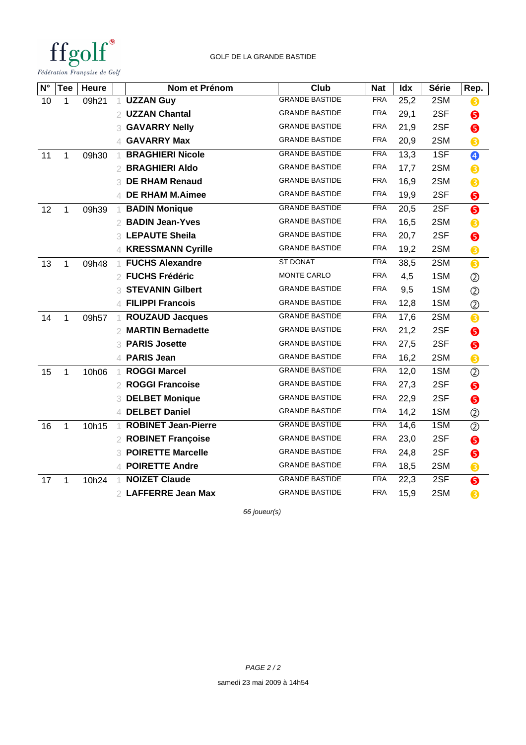GOLF DE LA GRANDE BASTIDE

| N° | Tee | Heure | | Nom et Prénom | Club | Nat | Idx | Série | Rep. |
|---|---|---|---|---|---|---|---|---|---|
| 10 | 1 | 09h21 | 1 | **UZZAN Guy** | GRANDE BASTIDE | FRA | 25,2 | 2SM | 3 |
| | | | 2 | **UZZAN Chantal** | GRANDE BASTIDE | FRA | 29,1 | 2SF | 5 |
| | | | 3 | **GAVARRY Nelly** | GRANDE BASTIDE | FRA | 21,9 | 2SF | 5 |
| | | | 4 | **GAVARRY Max** | GRANDE BASTIDE | FRA | 20,9 | 2SM | 3 |
| 11 | 1 | 09h30 | 1 | **BRAGHIERI Nicole** | GRANDE BASTIDE | FRA | 13,3 | 1SF | 4 |
| | | | 2 | **BRAGHIERI Aldo** | GRANDE BASTIDE | FRA | 17,7 | 2SM | 3 |
| | | | 3 | **DE RHAM Renaud** | GRANDE BASTIDE | FRA | 16,9 | 2SM | 3 |
| | | | 4 | **DE RHAM M.Aimee** | GRANDE BASTIDE | FRA | 19,9 | 2SF | 5 |
| 12 | 1 | 09h39 | 1 | **BADIN Monique** | GRANDE BASTIDE | FRA | 20,5 | 2SF | 5 |
| | | | 2 | **BADIN Jean-Yves** | GRANDE BASTIDE | FRA | 16,5 | 2SM | 3 |
| | | | 3 | **LEPAUTE Sheila** | GRANDE BASTIDE | FRA | 20,7 | 2SF | 5 |
| | | | 4 | **KRESSMANN Cyrille** | GRANDE BASTIDE | FRA | 19,2 | 2SM | 3 |
| 13 | 1 | 09h48 | 1 | **FUCHS Alexandre** | ST DONAT | FRA | 38,5 | 2SM | 3 |
| | | | 2 | **FUCHS Frédéric** | MONTE CARLO | FRA | 4,5 | 1SM | 2 |
| | | | 3 | **STEVANIN Gilbert** | GRANDE BASTIDE | FRA | 9,5 | 1SM | 2 |
| | | | 4 | **FILIPPI Francois** | GRANDE BASTIDE | FRA | 12,8 | 1SM | 2 |
| 14 | 1 | 09h57 | 1 | **ROUZAUD Jacques** | GRANDE BASTIDE | FRA | 17,6 | 2SM | 3 |
| | | | 2 | **MARTIN Bernadette** | GRANDE BASTIDE | FRA | 21,2 | 2SF | 5 |
| | | | 3 | **PARIS Josette** | GRANDE BASTIDE | FRA | 27,5 | 2SF | 5 |
| | | | 4 | **PARIS Jean** | GRANDE BASTIDE | FRA | 16,2 | 2SM | 3 |
| 15 | 1 | 10h06 | 1 | **ROGGI Marcel** | GRANDE BASTIDE | FRA | 12,0 | 1SM | 2 |
| | | | 2 | **ROGGI Francoise** | GRANDE BASTIDE | FRA | 27,3 | 2SF | 5 |
| | | | 3 | **DELBET Monique** | GRANDE BASTIDE | FRA | 22,9 | 2SF | 5 |
| | | | 4 | **DELBET Daniel** | GRANDE BASTIDE | FRA | 14,2 | 1SM | 2 |
| 16 | 1 | 10h15 | 1 | **ROBINET Jean-Pierre** | GRANDE BASTIDE | FRA | 14,6 | 1SM | 2 |
| | | | 2 | **ROBINET Françoise** | GRANDE BASTIDE | FRA | 23,0 | 2SF | 5 |
| | | | 3 | **POIRETTE Marcelle** | GRANDE BASTIDE | FRA | 24,8 | 2SF | 5 |
| | | | 4 | **POIRETTE Andre** | GRANDE BASTIDE | FRA | 18,5 | 2SM | 3 |
| 17 | 1 | 10h24 | 1 | **NOIZET Claude** | GRANDE BASTIDE | FRA | 22,3 | 2SF | 5 |
| | | | 2 | **LAFFERRE Jean Max** | GRANDE BASTIDE | FRA | 15,9 | 2SM | 3 |

*66 joueur(s)*

samedi 23 mai 2009 à 14h54